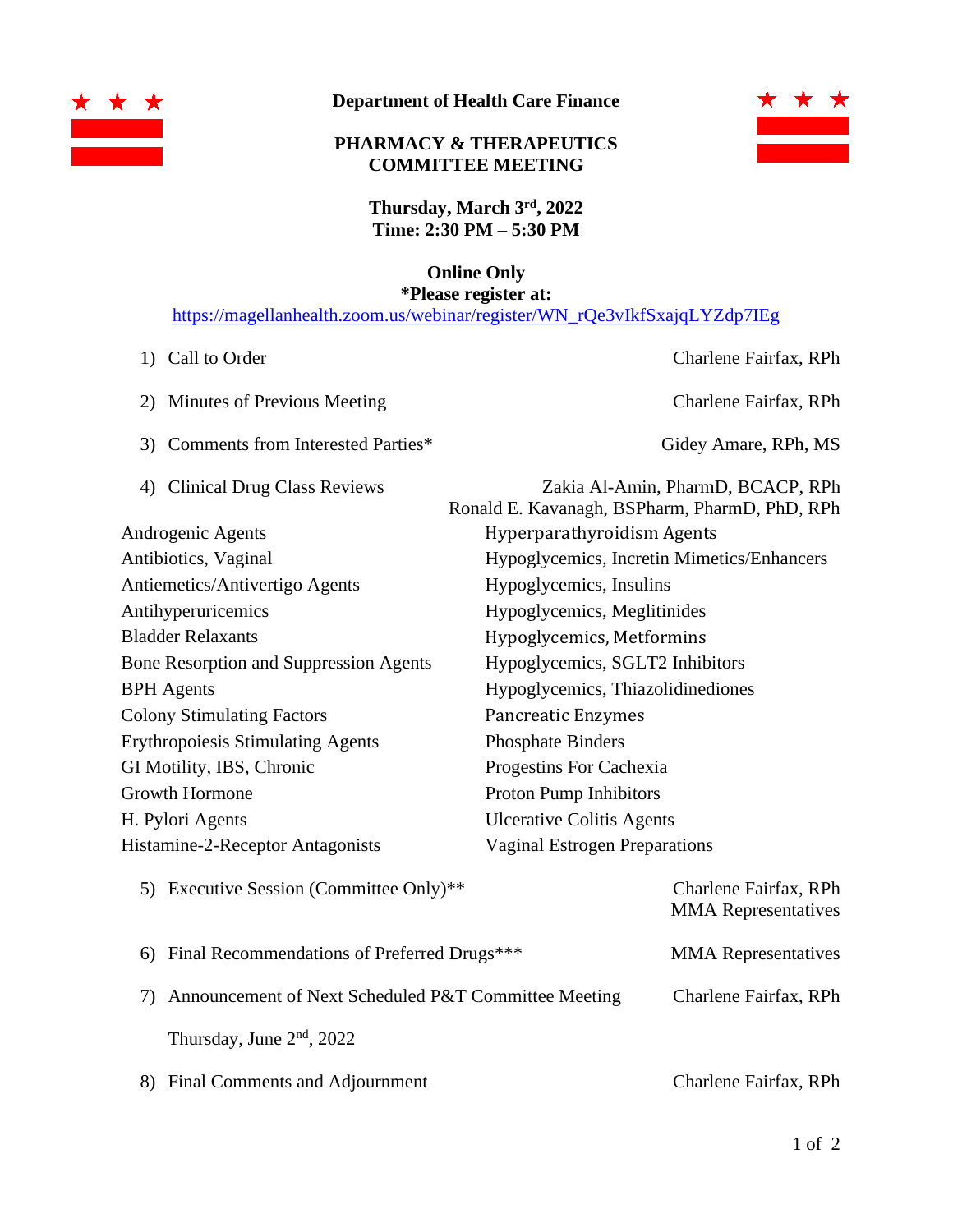**Department of Health Care Finance**

**PHARMACY & THERAPEUTICS COMMITTEE MEETING**

**Thursday, March 3rd, 2022**
**Time: 2:30 PM – 5:30 PM**

**Online Only**
***Please register at:**
https://magellanhealth.zoom.us/webinar/register/WN_rQe3vIkfSxajqLYZdp7IEg

1) Call to Order — Charlene Fairfax, RPh

2) Minutes of Previous Meeting — Charlene Fairfax, RPh

3) Comments from Interested Parties* — Gidey Amare, RPh, MS

4) Clinical Drug Class Reviews — Zakia Al-Amin, PharmD, BCACP, RPh; Ronald E. Kavanagh, BSPharm, PharmD, PhD, RPh

- Androgenic Agents
- Antibiotics, Vaginal
- Antiemetics/Antivertigo Agents
- Antihyperuricemics
- Bladder Relaxants
- Bone Resorption and Suppression Agents
- BPH Agents
- Colony Stimulating Factors
- Erythropoiesis Stimulating Agents
- GI Motility, IBS, Chronic
- Growth Hormone
- H. Pylori Agents
- Histamine-2-Receptor Antagonists
- Hyperparathyroidism Agents
- Hypoglycemics, Incretin Mimetics/Enhancers
- Hypoglycemics, Insulins
- Hypoglycemics, Meglitinides
- Hypoglycemics, Metformins
- Hypoglycemics, SGLT2 Inhibitors
- Hypoglycemics, Thiazolidinediones
- Pancreatic Enzymes
- Phosphate Binders
- Progestins For Cachexia
- Proton Pump Inhibitors
- Ulcerative Colitis Agents
- Vaginal Estrogen Preparations

5) Executive Session (Committee Only)** — Charlene Fairfax, RPh; MMA Representatives

6) Final Recommendations of Preferred Drugs*** — MMA Representatives

7) Announcement of Next Scheduled P&T Committee Meeting — Charlene Fairfax, RPh

   Thursday, June 2nd, 2022

8) Final Comments and Adjournment — Charlene Fairfax, RPh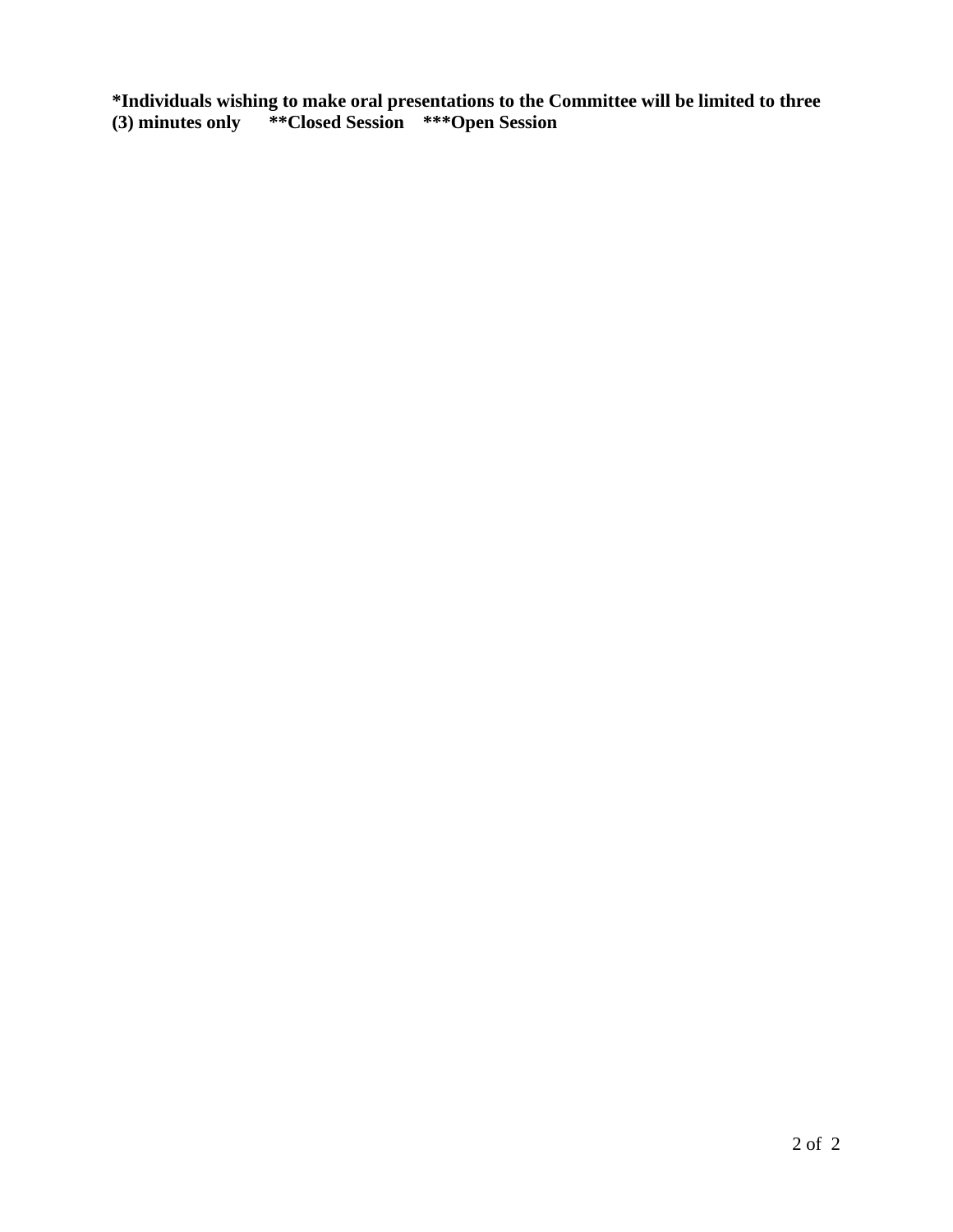**\*Individuals wishing to make oral presentations to the Committee will be limited to three (3) minutes only      \*\*Closed Session    \*\*\*Open Session**

**\*Individuals wishing to make oral presentations to the Committee will be limited to three (3) minutes only      \*\*Closed Session    \*\*\*Open Session**